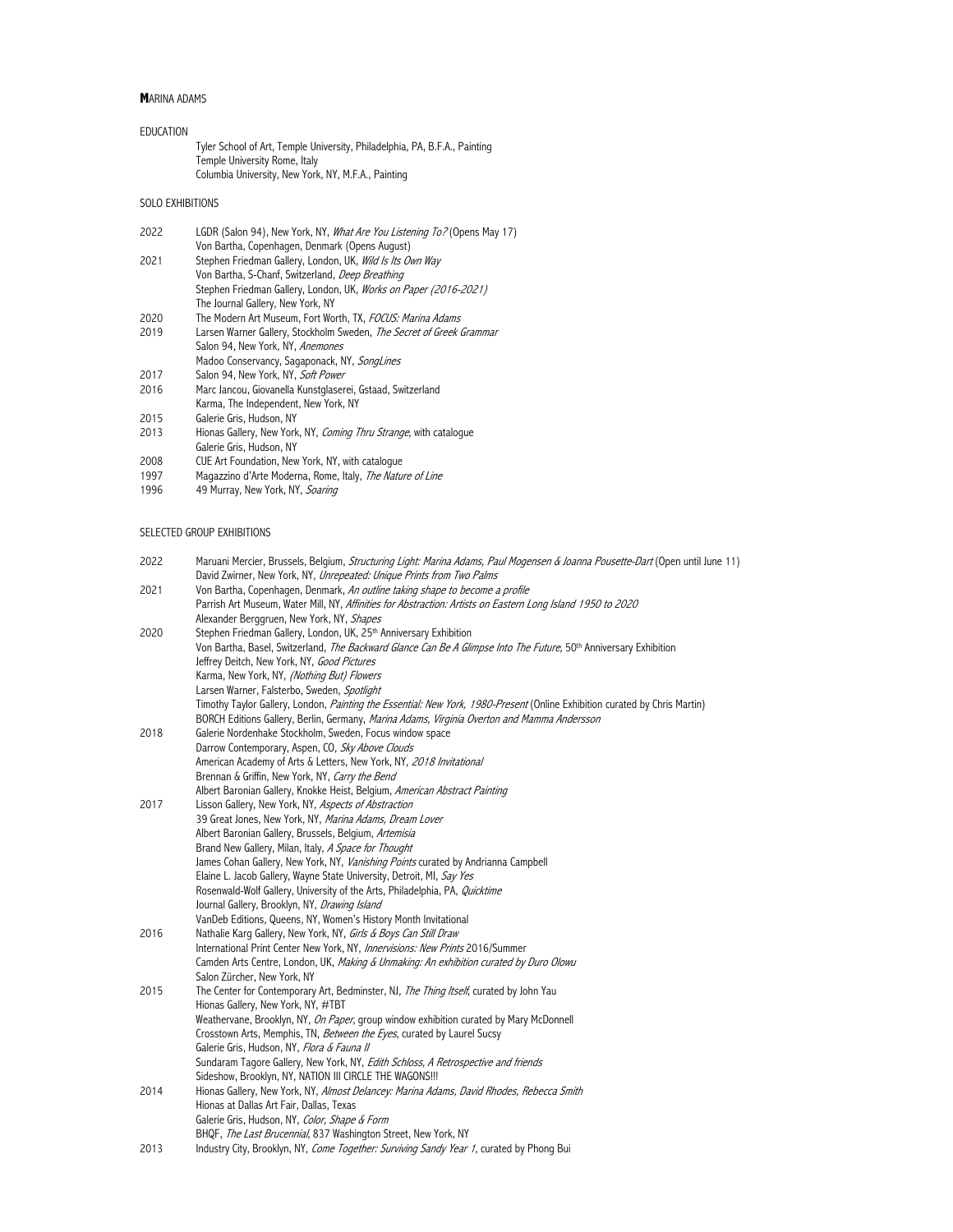# MARINA ADAMS

## EDUCATION

Tyler School of Art, Temple University, Philadelphia, PA, B.F.A., Painting
Temple University Rome, Italy
Columbia University, New York, NY, M.F.A., Painting

## SOLO EXHIBITIONS

2022 LGDR (Salon 94), New York, NY, *What Are You Listening To?* (Opens May 17)
Von Bartha, Copenhagen, Denmark (Opens August)

2021 Stephen Friedman Gallery, London, UK, *Wild Is Its Own Way*
Von Bartha, S-Chanf, Switzerland, *Deep Breathing*
Stephen Friedman Gallery, London, UK, *Works on Paper (2016-2021)*
The Journal Gallery, New York, NY

2020 The Modern Art Museum, Fort Worth, TX, *FOCUS: Marina Adams*

2019 Larsen Warner Gallery, Stockholm Sweden, *The Secret of Greek Grammar*
Salon 94, New York, NY, *Anemones*
Madoo Conservancy, Sagaponack, NY, *SongLines*

2017 Salon 94, New York, NY, *Soft Power*

2016 Marc Jancou, Giovanella Kunstglaserei, Gstaad, Switzerland
Karma, The Independent, New York, NY

2015 Galerie Gris, Hudson, NY

2013 Hionas Gallery, New York, NY, *Coming Thru Strange*, with catalogue
Galerie Gris, Hudson, NY

2008 CUE Art Foundation, New York, NY, with catalogue

1997 Magazzino d'Arte Moderna, Rome, Italy, *The Nature of Line*

1996 49 Murray, New York, NY, *Soaring*

## SELECTED GROUP EXHIBITIONS

2022 Maruani Mercier, Brussels, Belgium, *Structuring Light: Marina Adams, Paul Mogensen & Joanna Pousette-Dart* (Open until June 11)
David Zwirner, New York, NY, *Unrepeated: Unique Prints from Two Palms*

2021 Von Bartha, Copenhagen, Denmark, *An outline taking shape to become a profile*
Parrish Art Museum, Water Mill, NY, *Affinities for Abstraction: Artists on Eastern Long Island 1950 to 2020*
Alexander Berggruen, New York, NY, *Shapes*

2020 Stephen Friedman Gallery, London, UK, 25th Anniversary Exhibition
Von Bartha, Basel, Switzerland, *The Backward Glance Can Be A Glimpse Into The Future*, 50th Anniversary Exhibition
Jeffrey Deitch, New York, NY, *Good Pictures*
Karma, New York, NY, *(Nothing But) Flowers*
Larsen Warner, Falsterbo, Sweden, *Spotlight*
Timothy Taylor Gallery, London, *Painting the Essential: New York, 1980-Present* (Online Exhibition curated by Chris Martin)
BORCH Editions Gallery, Berlin, Germany, *Marina Adams, Virginia Overton and Mamma Andersson*

2018 Galerie Nordenhake Stockholm, Sweden, Focus window space
Darrow Contemporary, Aspen, CO, *Sky Above Clouds*
American Academy of Arts & Letters, New York, NY, *2018 Invitational*
Brennan & Griffin, New York, NY, *Carry the Bend*
Albert Baronian Gallery, Knokke Heist, Belgium, *American Abstract Painting*

2017 Lisson Gallery, New York, NY, *Aspects of Abstraction*
39 Great Jones, New York, NY, *Marina Adams, Dream Lover*
Albert Baronian Gallery, Brussels, Belgium, *Artemisia*
Brand New Gallery, Milan, Italy, *A Space for Thought*
James Cohan Gallery, New York, NY, *Vanishing Points* curated by Andrianna Campbell
Elaine L. Jacob Gallery, Wayne State University, Detroit, MI, *Say Yes*
Rosenwald-Wolf Gallery, University of the Arts, Philadelphia, PA, *Quicktime*
Journal Gallery, Brooklyn, NY, *Drawing Island*
VanDeb Editions, Queens, NY, Women's History Month Invitational

2016 Nathalie Karg Gallery, New York, NY, *Girls & Boys Can Still Draw*
International Print Center New York, NY, *Innervisions: New Prints* 2016/Summer
Camden Arts Centre, London, UK, *Making & Unmaking: An exhibition curated by Duro Olowu*
Salon Zürcher, New York, NY

2015 The Center for Contemporary Art, Bedminster, NJ, *The Thing Itself*, curated by John Yau
Hionas Gallery, New York, NY, #TBT
Weathervane, Brooklyn, NY, *On Paper*, group window exhibition curated by Mary McDonnell
Crosstown Arts, Memphis, TN, *Between the Eyes*, curated by Laurel Sucsy
Galerie Gris, Hudson, NY, *Flora & Fauna II*
Sundaram Tagore Gallery, New York, NY, *Edith Schloss, A Retrospective and friends*
Sideshow, Brooklyn, NY, NATION III CIRCLE THE WAGONS!!!

2014 Hionas Gallery, New York, NY, *Almost Delancey: Marina Adams, David Rhodes, Rebecca Smith*
Hionas at Dallas Art Fair, Dallas, Texas
Galerie Gris, Hudson, NY, *Color, Shape & Form*
BHQF, *The Last Brucennial*, 837 Washington Street, New York, NY

2013 Industry City, Brooklyn, NY, *Come Together: Surviving Sandy Year 1*, curated by Phong Bui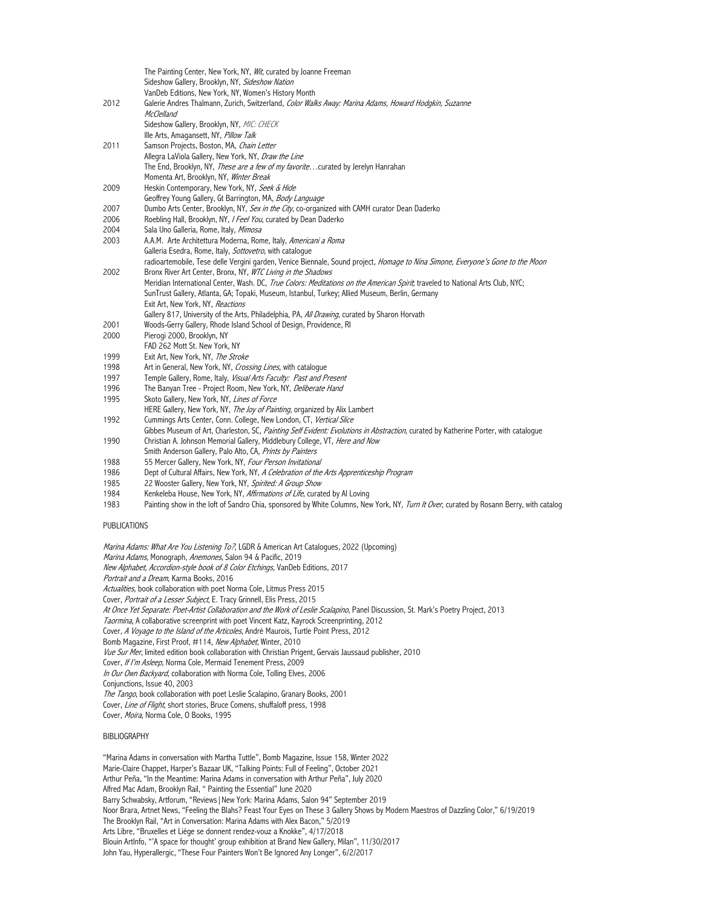| | |
|---|---|
| | The Painting Center, New York, NY, *Wit*, curated by Joanne Freeman |
| | Sideshow Gallery, Brooklyn, NY, *Sideshow Nation* |
| | VanDeb Editions, New York, NY, Women's History Month |
| 2012 | Galerie Andres Thalmann, Zurich, Switzerland, *Color Walks Away: Marina Adams, Howard Hodgkin, Suzanne McClelland* |
| | Sideshow Gallery, Brooklyn, NY, *MIC: CHECK* |
| | Ille Arts, Amagansett, NY, *Pillow Talk* |
| 2011 | Samson Projects, Boston, MA, *Chain Letter* |
| | Allegra LaViola Gallery, New York, NY, *Draw the Line* |
| | The End, Brooklyn, NY, *These are a few of my favorite…*curated by Jerelyn Hanrahan |
| | Momenta Art, Brooklyn, NY, *Winter Break* |
| 2009 | Heskin Contemporary, New York, NY, *Seek & Hide* |
| | Geoffrey Young Gallery, Gt Barrington, MA, *Body Language* |
| 2007 | Dumbo Arts Center, Brooklyn, NY, *Sex in the City*, co-organized with CAMH curator Dean Daderko |
| 2006 | Roebling Hall, Brooklyn, NY, *I Feel You*, curated by Dean Daderko |
| 2004 | Sala Uno Galleria, Rome, Italy, *Mimosa* |
| 2003 | A.A.M. Arte Architettura Moderna, Rome, Italy, *Americani a Roma* |
| | Galleria Esedra, Rome, Italy, *Sottovetro*, with catalogue |
| | radioartemobile, Tese delle Vergini garden, Venice Biennale, Sound project, *Homage to Nina Simone, Everyone's Gone to the Moon* |
| 2002 | Bronx River Art Center, Bronx, NY, *WTC Living in the Shadows* |
| | Meridian International Center, Wash. DC, *True Colors: Meditations on the American Spirit*, traveled to National Arts Club, NYC; SunTrust Gallery, Atlanta, GA; Topaki, Museum, Istanbul, Turkey; Allied Museum, Berlin, Germany |
| | Exit Art, New York, NY, *Reactions* |
| | Gallery 817, University of the Arts, Philadelphia, PA, *All Drawing*, curated by Sharon Horvath |
| 2001 | Woods-Gerry Gallery, Rhode Island School of Design, Providence, RI |
| 2000 | Pierogi 2000, Brooklyn, NY |
| | FAD 262 Mott St. New York, NY |
| 1999 | Exit Art, New York, NY, *The Stroke* |
| 1998 | Art in General, New York, NY, *Crossing Lines*, with catalogue |
| 1997 | Temple Gallery, Rome, Italy, *Visual Arts Faculty: Past and Present* |
| 1996 | The Banyan Tree - Project Room, New York, NY, *Deliberate Hand* |
| 1995 | Skoto Gallery, New York, NY, *Lines of Force* |
| | HERE Gallery, New York, NY, *The Joy of Painting*, organized by Alix Lambert |
| 1992 | Cummings Arts Center, Conn. College, New London, CT, *Vertical Slice* |
| | Gibbes Museum of Art, Charleston, SC, *Painting Self Evident: Evolutions in Abstraction*, curated by Katherine Porter, with catalogue |
| 1990 | Christian A. Johnson Memorial Gallery, Middlebury College, VT, *Here and Now* |
| | Smith Anderson Gallery, Palo Alto, CA, *Prints by Painters* |
| 1988 | 55 Mercer Gallery, New York, NY, *Four Person Invitational* |
| 1986 | Dept of Cultural Affairs, New York, NY, *A Celebration of the Arts Apprenticeship Program* |
| 1985 | 22 Wooster Gallery, New York, NY, *Spirited: A Group Show* |
| 1984 | Kenkeleba House, New York, NY, *Affirmations of Life*, curated by Al Loving |
| 1983 | Painting show in the loft of Sandro Chia, sponsored by White Columns, New York, NY, *Turn It Over*, curated by Rosann Berry, with catalog |

PUBLICATIONS

*Marina Adams: What Are You Listening To?*, LGDR & American Art Catalogues, 2022 (Upcoming)
*Marina Adams*, Monograph, *Anemones*, Salon 94 & Pacific, 2019
*New Alphabet, Accordion-style book of 8 Color Etchings*, VanDeb Editions, 2017
*Portrait and a Dream*, Karma Books, 2016
*Actualities*, book collaboration with poet Norma Cole, Litmus Press 2015
Cover, *Portrait of a Lesser Subject*, E. Tracy Grinnell, Elis Press, 2015
*At Once Yet Separate: Poet-Artist Collaboration and the Work of Leslie Scalapino*, Panel Discussion, St. Mark's Poetry Project, 2013
*Taormina*, A collaborative screenprint with poet Vincent Katz, Kayrock Screenprinting, 2012
Cover, *A Voyage to the Island of the Articoles*, André Maurois, Turtle Point Press, 2012
Bomb Magazine, First Proof, #114, *New Alphabet*, Winter, 2010
*Vue Sur Mer*, limited edition book collaboration with Christian Prigent, Gervais Jaussaud publisher, 2010
Cover, *If I'm Asleep*, Norma Cole, Mermaid Tenement Press, 2009
*In Our Own Backyard*, collaboration with Norma Cole, Tolling Elves, 2006
Conjunctions, Issue 40, 2003
*The Tango*, book collaboration with poet Leslie Scalapino, Granary Books, 2001
Cover, *Line of Flight*, short stories, Bruce Comens, shuffaloff press, 1998
Cover, *Moira*, Norma Cole, O Books, 1995

BIBLIOGRAPHY

"Marina Adams in conversation with Martha Tuttle", Bomb Magazine, Issue 158, Winter 2022
Marie-Claire Chappet, Harper's Bazaar UK, "Talking Points: Full of Feeling", October 2021
Arthur Peña, "In the Meantime: Marina Adams in conversation with Arthur Peña", July 2020
Alfred Mac Adam, Brooklyn Rail, " Painting the Essential" June 2020
Barry Schwabsky, Artforum, "Reviews | New York: Marina Adams, Salon 94" September 2019
Noor Brara, Artnet News, "Feeling the Blahs? Feast Your Eyes on These 3 Gallery Shows by Modern Maestros of Dazzling Color," 6/19/2019
The Brooklyn Rail, "Art in Conversation: Marina Adams with Alex Bacon," 5/2019
Arts Libre, "Bruxelles et Liége se donnent rendez-vouz a Knokke", 4/17/2018
Blouin ArtInfo, "'A space for thought' group exhibition at Brand New Gallery, Milan", 11/30/2017
John Yau, Hyperallergic, "These Four Painters Won't Be Ignored Any Longer", 6/2/2017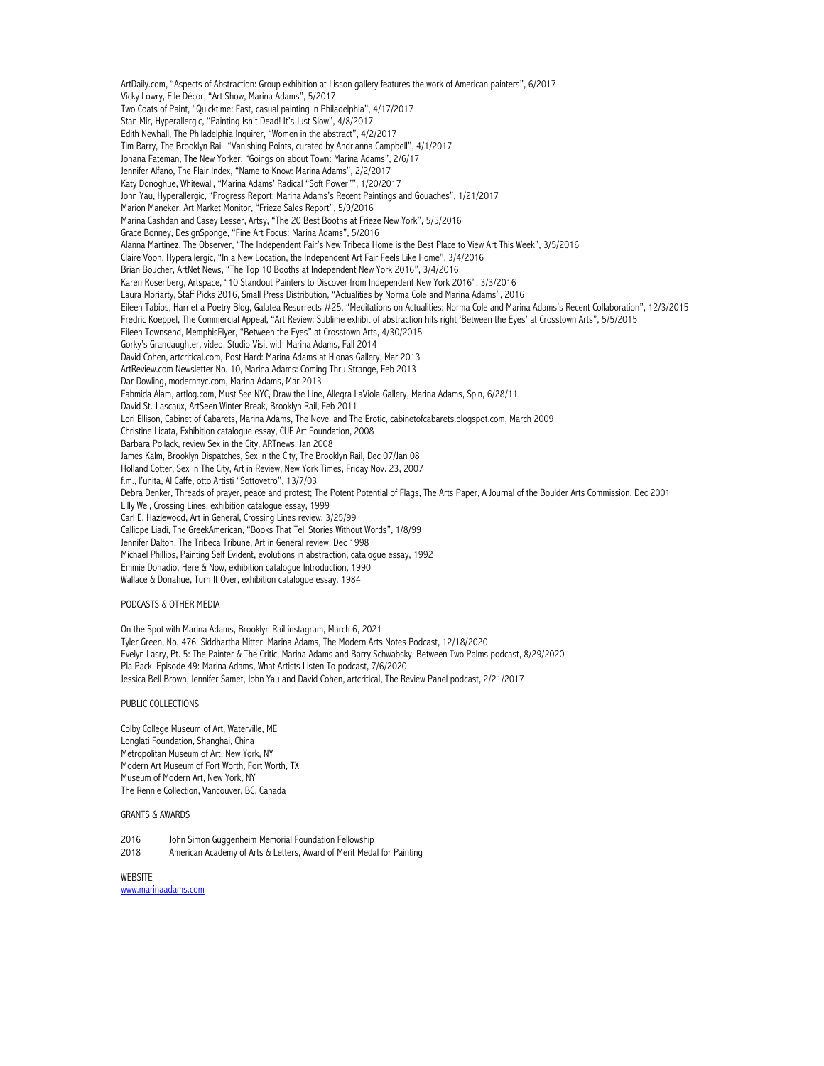ArtDaily.com, "Aspects of Abstraction: Group exhibition at Lisson gallery features the work of American painters", 6/2017
Vicky Lowry, Elle Décor, "Art Show, Marina Adams", 5/2017
Two Coats of Paint, "Quicktime: Fast, casual painting in Philadelphia", 4/17/2017
Stan Mir, Hyperallergic, "Painting Isn't Dead! It's Just Slow", 4/8/2017
Edith Newhall, The Philadelphia Inquirer, "Women in the abstract", 4/2/2017
Tim Barry, The Brooklyn Rail, "Vanishing Points, curated by Andrianna Campbell", 4/1/2017
Johana Fateman, The New Yorker, "Goings on about Town: Marina Adams", 2/6/17
Jennifer Alfano, The Flair Index, "Name to Know: Marina Adams", 2/2/2017
Katy Donoghue, Whitewall, "Marina Adams' Radical "Soft Power"", 1/20/2017
John Yau, Hyperallergic, "Progress Report: Marina Adams's Recent Paintings and Gouaches", 1/21/2017
Marion Maneker, Art Market Monitor, "Frieze Sales Report", 5/9/2016
Marina Cashdan and Casey Lesser, Artsy, "The 20 Best Booths at Frieze New York", 5/5/2016
Grace Bonney, DesignSponge, "Fine Art Focus: Marina Adams", 5/2016
Alanna Martinez, The Observer, "The Independent Fair's New Tribeca Home is the Best Place to View Art This Week", 3/5/2016
Claire Voon, Hyperallergic, "In a New Location, the Independent Art Fair Feels Like Home", 3/4/2016
Brian Boucher, ArtNet News, "The Top 10 Booths at Independent New York 2016", 3/4/2016
Karen Rosenberg, Artspace, "10 Standout Painters to Discover from Independent New York 2016", 3/3/2016
Laura Moriarty, Staff Picks 2016, Small Press Distribution, "Actualities by Norma Cole and Marina Adams", 2016
Eileen Tabios, Harriet a Poetry Blog, Galatea Resurrects #25, "Meditations on Actualities: Norma Cole and Marina Adams's Recent Collaboration", 12/3/2015
Fredric Koeppel, The Commercial Appeal, "Art Review: Sublime exhibit of abstraction hits right 'Between the Eyes' at Crosstown Arts", 5/5/2015
Eileen Townsend, MemphisFlyer, "Between the Eyes" at Crosstown Arts, 4/30/2015
Gorky's Grandaughter, video, Studio Visit with Marina Adams, Fall 2014
David Cohen, artcritical.com, Post Hard: Marina Adams at Hionas Gallery, Mar 2013
ArtReview.com Newsletter No. 10, Marina Adams: Coming Thru Strange, Feb 2013
Dar Dowling, modernnyc.com, Marina Adams, Mar 2013
Fahmida Alam, artlog.com, Must See NYC, Draw the Line, Allegra LaViola Gallery, Marina Adams, Spin, 6/28/11
David St.-Lascaux, ArtSeen Winter Break, Brooklyn Rail, Feb 2011
Lori Ellison, Cabinet of Cabarets, Marina Adams, The Novel and The Erotic, cabinetofcabarets.blogspot.com, March 2009
Christine Licata, Exhibition catalogue essay, CUE Art Foundation, 2008
Barbara Pollack, review Sex in the City, ARTnews, Jan 2008
James Kalm, Brooklyn Dispatches, Sex in the City, The Brooklyn Rail, Dec 07/Jan 08
Holland Cotter, Sex In The City, Art in Review, New York Times, Friday Nov. 23, 2007
f.m., l'unita, Al Caffe, otto Artisti "Sottovetro", 13/7/03
Debra Denker, Threads of prayer, peace and protest; The Potent Potential of Flags, The Arts Paper, A Journal of the Boulder Arts Commission, Dec 2001
Lilly Wei, Crossing Lines, exhibition catalogue essay, 1999
Carl E. Hazlewood, Art in General, Crossing Lines review, 3/25/99
Calliope Liadi, The GreekAmerican, "Books That Tell Stories Without Words", 1/8/99
Jennifer Dalton, The Tribeca Tribune, Art in General review, Dec 1998
Michael Phillips, Painting Self Evident, evolutions in abstraction, catalogue essay, 1992
Emmie Donadio, Here & Now, exhibition catalogue Introduction, 1990
Wallace & Donahue, Turn It Over, exhibition catalogue essay, 1984

## PODCASTS & OTHER MEDIA

On the Spot with Marina Adams, Brooklyn Rail instagram, March 6, 2021
Tyler Green, No. 476: Siddhartha Mitter, Marina Adams, The Modern Arts Notes Podcast, 12/18/2020
Evelyn Lasry, Pt. 5: The Painter & The Critic, Marina Adams and Barry Schwabsky, Between Two Palms podcast, 8/29/2020
Pia Pack, Episode 49: Marina Adams, What Artists Listen To podcast, 7/6/2020
Jessica Bell Brown, Jennifer Samet, John Yau and David Cohen, artcritical, The Review Panel podcast, 2/21/2017

## PUBLIC COLLECTIONS

Colby College Museum of Art, Waterville, ME
Longlati Foundation, Shanghai, China
Metropolitan Museum of Art, New York, NY
Modern Art Museum of Fort Worth, Fort Worth, TX
Museum of Modern Art, New York, NY
The Rennie Collection, Vancouver, BC, Canada

## GRANTS & AWARDS

2016 John Simon Guggenheim Memorial Foundation Fellowship
2018 American Academy of Arts & Letters, Award of Merit Medal for Painting

## WEBSITE

www.marinaadams.com